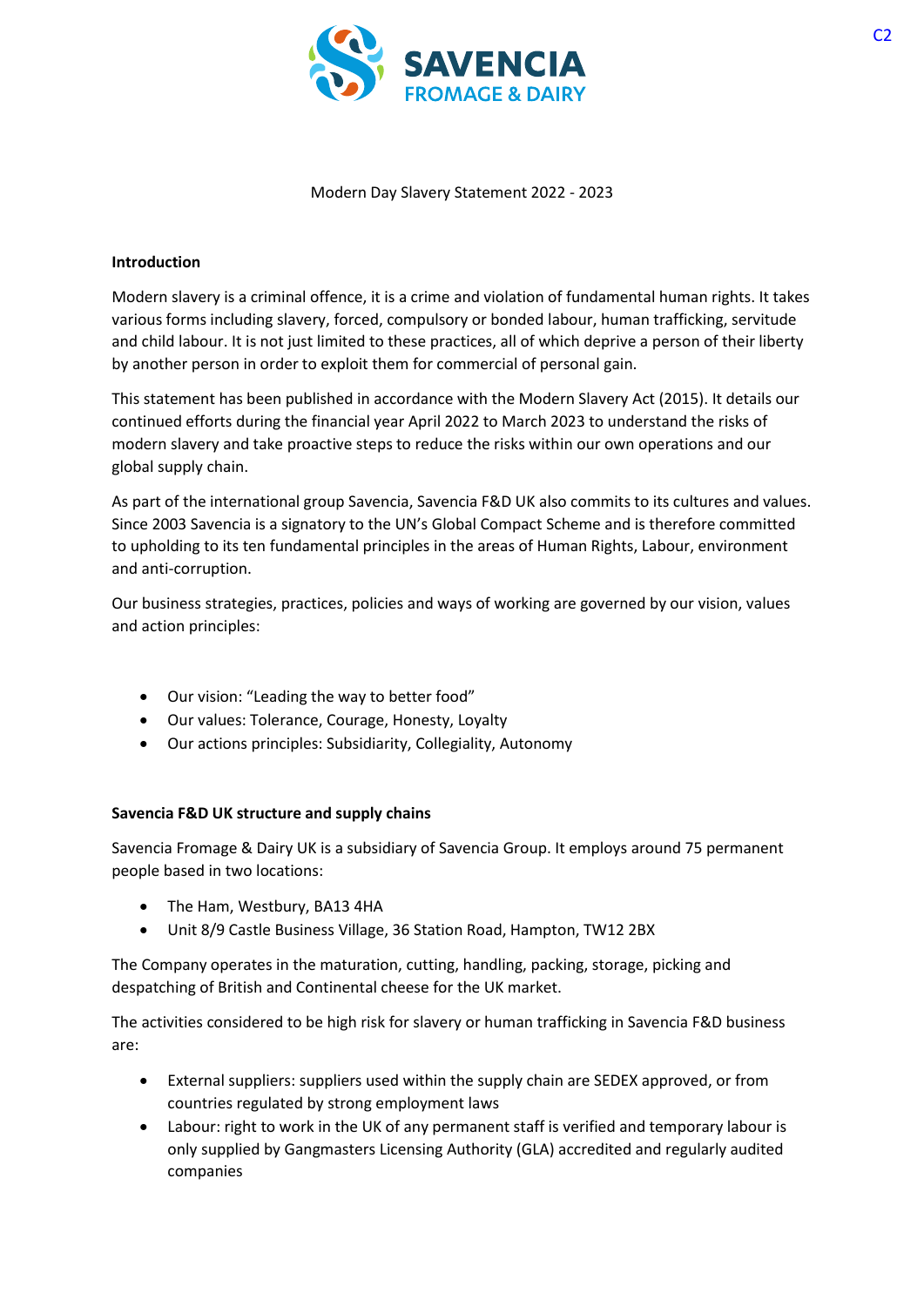Modern Day Slavery Statement 2022 - 2023

**Introduction**

Modern slavery is a criminal offence, it is a crime and violation of fundamental human rights. It takes various forms including slavery, forced, compulsory or bonded labour, human trafficking, servitude and child labour. It is not just limited to these practices, all of which deprive a person of their liberty by another person in order to exploit them for commercial of personal gain.

This statement has been published in accordance with the Modern Slavery Act (2015). It details our continued efforts during the financial year April 2022 to March 2023 to understand the risks of modern slavery and take proactive steps to reduce the risks within our own operations and our global supply chain.

As part of the international group Savencia, Savencia F&D UK also commits to its cultures and values. Since 2003 Savencia is a signatory to the UN's Global Compact Scheme and is therefore committed to upholding to its ten fundamental principles in the areas of Human Rights, Labour, environment and anti-corruption.

Our business strategies, practices, policies and ways of working are governed by our vision, values and action principles:

- Our vision: "Leading the way to better food"
- Our values: Tolerance, Courage, Honesty, Loyalty
- Our actions principles: Subsidiarity, Collegiality, Autonomy

**Savencia F&D UK structure and supply chains**

Savencia Fromage & Dairy UK is a subsidiary of Savencia Group. It employs around 75 permanent people based in two locations:

- The Ham, Westbury, BA13 4HA
- Unit 8/9 Castle Business Village, 36 Station Road, Hampton, TW12 2BX

The Company operates in the maturation, cutting, handling, packing, storage, picking and despatching of British and Continental cheese for the UK market.

The activities considered to be high risk for slavery or human trafficking in Savencia F&D business are:

- External suppliers: suppliers used within the supply chain are SEDEX approved, or from countries regulated by strong employment laws
- Labour: right to work in the UK of any permanent staff is verified and temporary labour is only supplied by Gangmasters Licensing Authority (GLA) accredited and regularly audited companies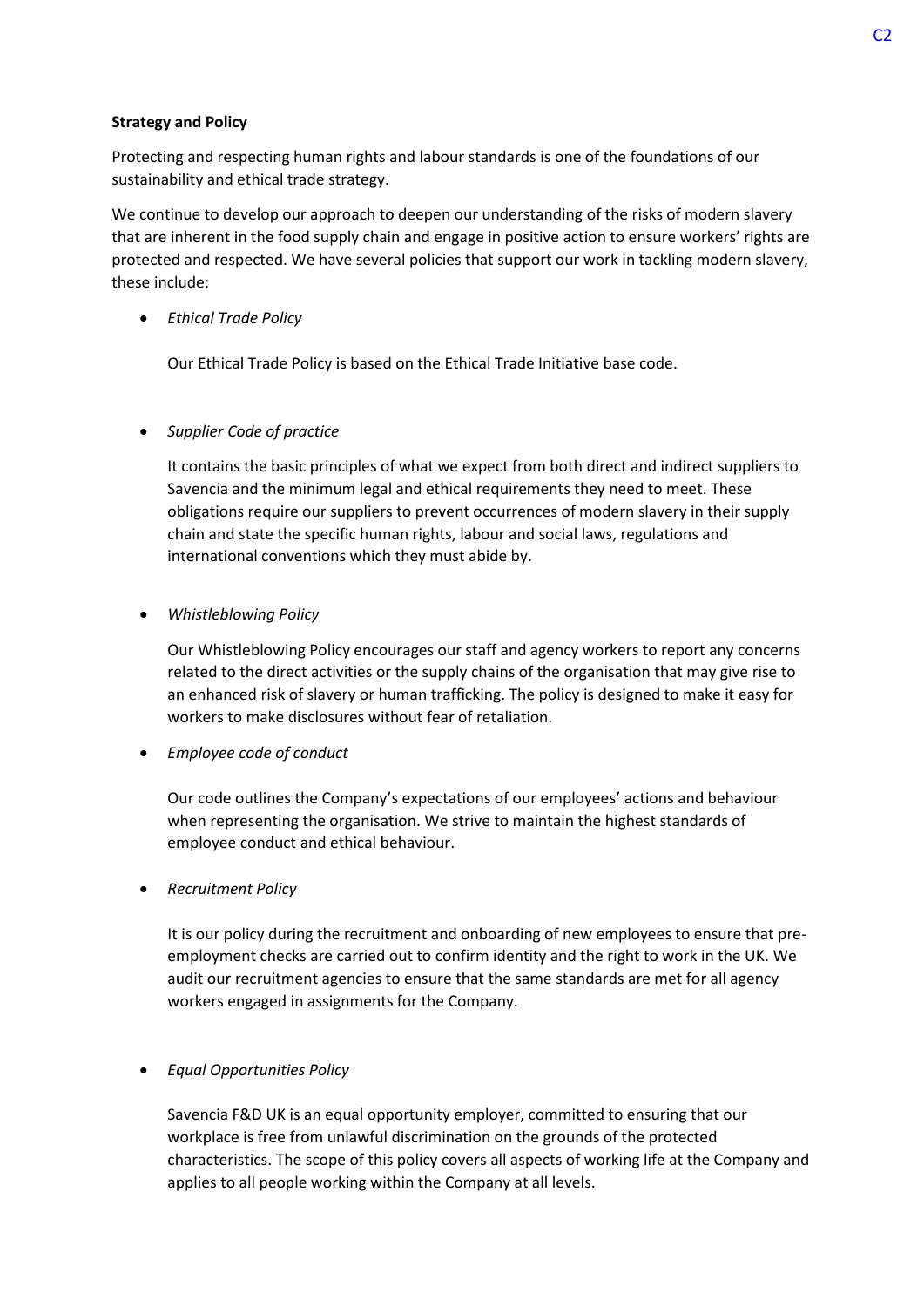**Strategy and Policy**

Protecting and respecting human rights and labour standards is one of the foundations of our sustainability and ethical trade strategy.

We continue to develop our approach to deepen our understanding of the risks of modern slavery that are inherent in the food supply chain and engage in positive action to ensure workers' rights are protected and respected. We have several policies that support our work in tackling modern slavery, these include:

- *Ethical Trade Policy*

  Our Ethical Trade Policy is based on the Ethical Trade Initiative base code.

- *Supplier Code of practice*

  It contains the basic principles of what we expect from both direct and indirect suppliers to Savencia and the minimum legal and ethical requirements they need to meet. These obligations require our suppliers to prevent occurrences of modern slavery in their supply chain and state the specific human rights, labour and social laws, regulations and international conventions which they must abide by.

- *Whistleblowing Policy*

  Our Whistleblowing Policy encourages our staff and agency workers to report any concerns related to the direct activities or the supply chains of the organisation that may give rise to an enhanced risk of slavery or human trafficking. The policy is designed to make it easy for workers to make disclosures without fear of retaliation.

- *Employee code of conduct*

  Our code outlines the Company's expectations of our employees' actions and behaviour when representing the organisation. We strive to maintain the highest standards of employee conduct and ethical behaviour.

- *Recruitment Policy*

  It is our policy during the recruitment and onboarding of new employees to ensure that pre-employment checks are carried out to confirm identity and the right to work in the UK. We audit our recruitment agencies to ensure that the same standards are met for all agency workers engaged in assignments for the Company.

- *Equal Opportunities Policy*

  Savencia F&D UK is an equal opportunity employer, committed to ensuring that our workplace is free from unlawful discrimination on the grounds of the protected characteristics. The scope of this policy covers all aspects of working life at the Company and applies to all people working within the Company at all levels.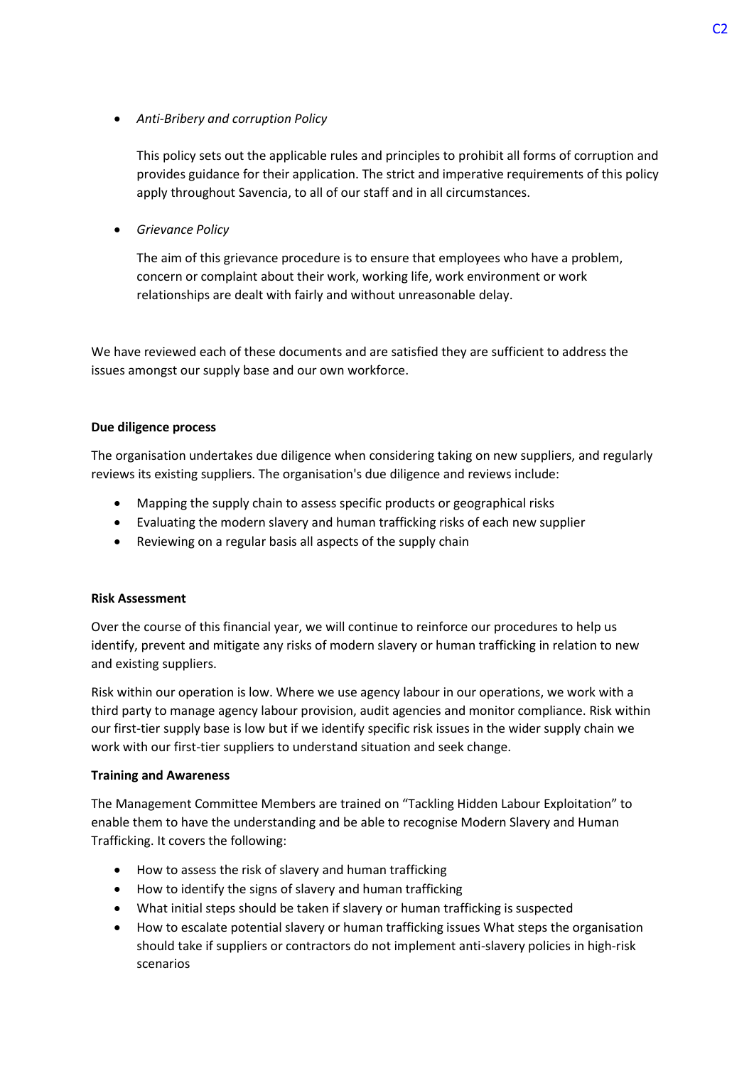- *Anti-Bribery and corruption Policy*

  This policy sets out the applicable rules and principles to prohibit all forms of corruption and provides guidance for their application. The strict and imperative requirements of this policy apply throughout Savencia, to all of our staff and in all circumstances.

- *Grievance Policy*

  The aim of this grievance procedure is to ensure that employees who have a problem, concern or complaint about their work, working life, work environment or work relationships are dealt with fairly and without unreasonable delay.

We have reviewed each of these documents and are satisfied they are sufficient to address the issues amongst our supply base and our own workforce.

**Due diligence process**

The organisation undertakes due diligence when considering taking on new suppliers, and regularly reviews its existing suppliers. The organisation's due diligence and reviews include:

- Mapping the supply chain to assess specific products or geographical risks
- Evaluating the modern slavery and human trafficking risks of each new supplier
- Reviewing on a regular basis all aspects of the supply chain

**Risk Assessment**

Over the course of this financial year, we will continue to reinforce our procedures to help us identify, prevent and mitigate any risks of modern slavery or human trafficking in relation to new and existing suppliers.

Risk within our operation is low. Where we use agency labour in our operations, we work with a third party to manage agency labour provision, audit agencies and monitor compliance. Risk within our first-tier supply base is low but if we identify specific risk issues in the wider supply chain we work with our first-tier suppliers to understand situation and seek change.

**Training and Awareness**

The Management Committee Members are trained on "Tackling Hidden Labour Exploitation" to enable them to have the understanding and be able to recognise Modern Slavery and Human Trafficking. It covers the following:

- How to assess the risk of slavery and human trafficking
- How to identify the signs of slavery and human trafficking
- What initial steps should be taken if slavery or human trafficking is suspected
- How to escalate potential slavery or human trafficking issues What steps the organisation should take if suppliers or contractors do not implement anti-slavery policies in high-risk scenarios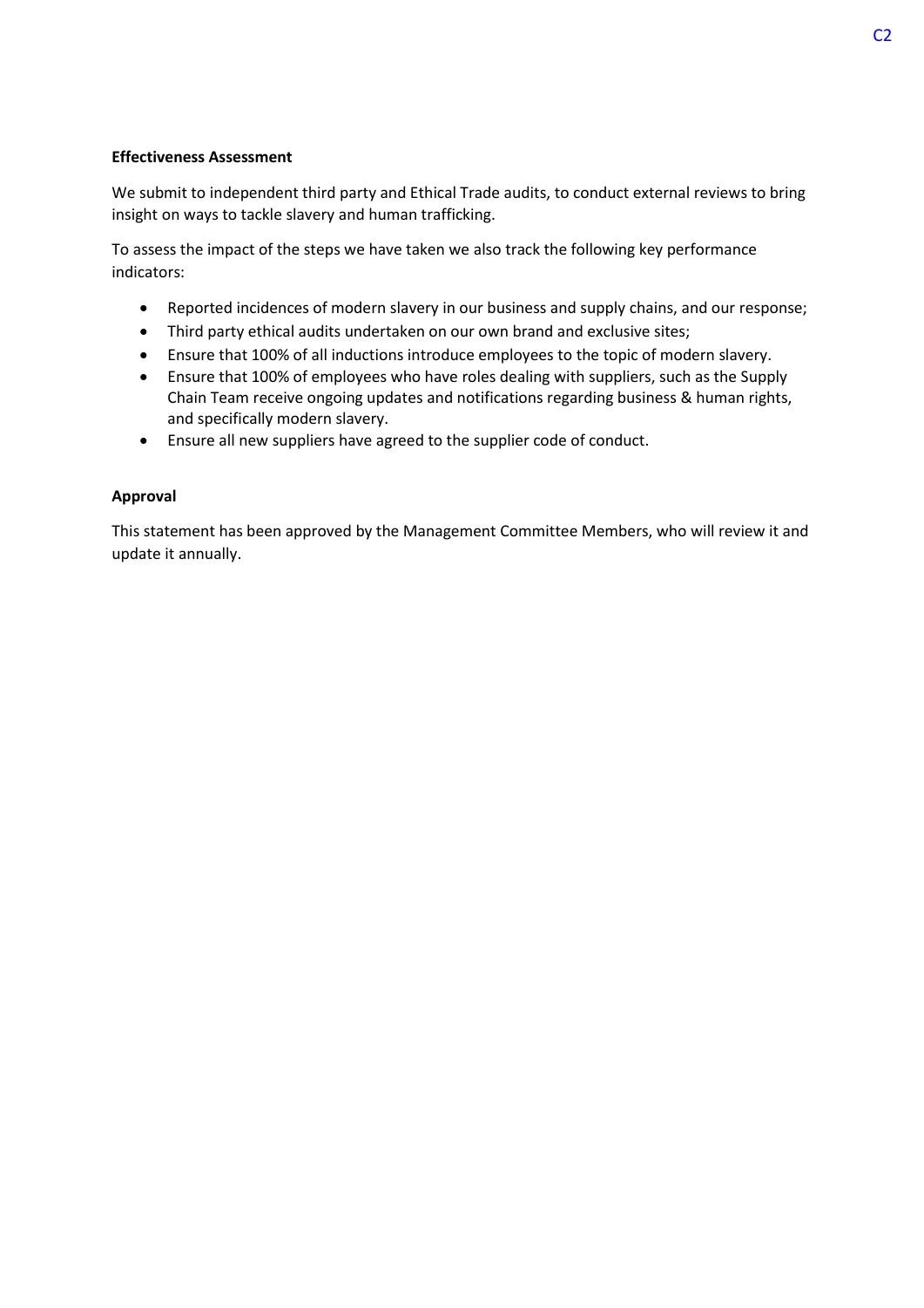**Effectiveness Assessment**

We submit to independent third party and Ethical Trade audits, to conduct external reviews to bring insight on ways to tackle slavery and human trafficking.

To assess the impact of the steps we have taken we also track the following key performance indicators:

- Reported incidences of modern slavery in our business and supply chains, and our response;
- Third party ethical audits undertaken on our own brand and exclusive sites;
- Ensure that 100% of all inductions introduce employees to the topic of modern slavery.
- Ensure that 100% of employees who have roles dealing with suppliers, such as the Supply Chain Team receive ongoing updates and notifications regarding business & human rights, and specifically modern slavery.
- Ensure all new suppliers have agreed to the supplier code of conduct.

**Approval**

This statement has been approved by the Management Committee Members, who will review it and update it annually.